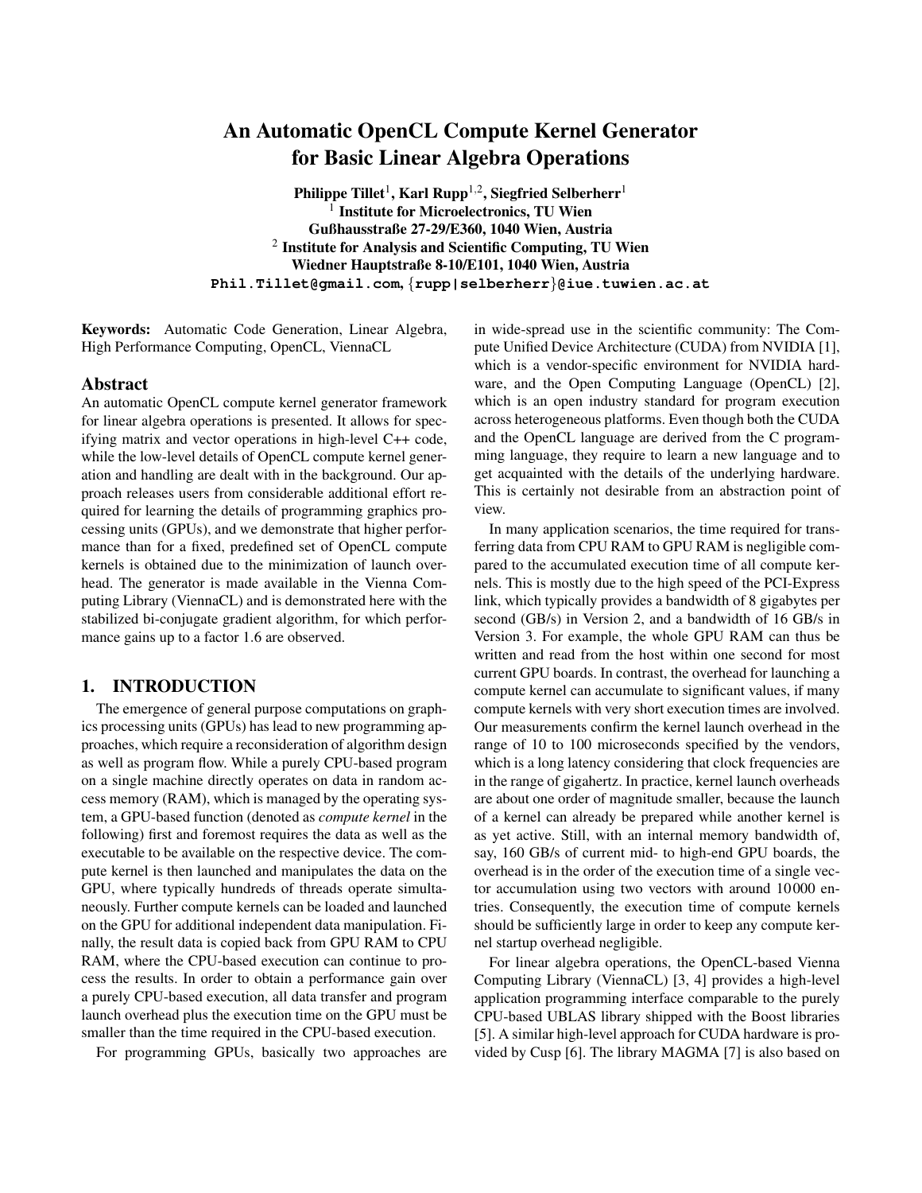# An Automatic OpenCL Compute Kernel Generator for Basic Linear Algebra Operations

**Philippe Tillet[1], Karl Rupp[1,2], Siegfried Selberherr[1]**
**[1] Institute for Microelectronics, TU Wien**
**Gußhausstraße 27-29/E360, 1040 Wien, Austria**
**[2] Institute for Analysis and Scientific Computing, TU Wien**
**Wiedner Hauptstraße 8-10/E101, 1040 Wien, Austria**
**Phil.Tillet@gmail.com, {rupp|selberherr}@iue.tuwien.ac.at**

**Keywords:** Automatic Code Generation, Linear Algebra, High Performance Computing, OpenCL, ViennaCL

## Abstract

An automatic OpenCL compute kernel generator framework for linear algebra operations is presented. It allows for specifying matrix and vector operations in high-level C++ code, while the low-level details of OpenCL compute kernel generation and handling are dealt with in the background. Our approach releases users from considerable additional effort required for learning the details of programming graphics processing units (GPUs), and we demonstrate that higher performance than for a fixed, predefined set of OpenCL compute kernels is obtained due to the minimization of launch overhead. The generator is made available in the Vienna Computing Library (ViennaCL) and is demonstrated here with the stabilized bi-conjugate gradient algorithm, for which performance gains up to a factor 1.6 are observed.

## 1. INTRODUCTION

The emergence of general purpose computations on graphics processing units (GPUs) has lead to new programming approaches, which require a reconsideration of algorithm design as well as program flow. While a purely CPU-based program on a single machine directly operates on data in random access memory (RAM), which is managed by the operating system, a GPU-based function (denoted as *compute kernel* in the following) first and foremost requires the data as well as the executable to be available on the respective device. The compute kernel is then launched and manipulates the data on the GPU, where typically hundreds of threads operate simultaneously. Further compute kernels can be loaded and launched on the GPU for additional independent data manipulation. Finally, the result data is copied back from GPU RAM to CPU RAM, where the CPU-based execution can continue to process the results. In order to obtain a performance gain over a purely CPU-based execution, all data transfer and program launch overhead plus the execution time on the GPU must be smaller than the time required in the CPU-based execution.

For programming GPUs, basically two approaches are in wide-spread use in the scientific community: The Compute Unified Device Architecture (CUDA) from NVIDIA [1], which is a vendor-specific environment for NVIDIA hardware, and the Open Computing Language (OpenCL) [2], which is an open industry standard for program execution across heterogeneous platforms. Even though both the CUDA and the OpenCL language are derived from the C programming language, they require to learn a new language and to get acquainted with the details of the underlying hardware. This is certainly not desirable from an abstraction point of view.

In many application scenarios, the time required for transferring data from CPU RAM to GPU RAM is negligible compared to the accumulated execution time of all compute kernels. This is mostly due to the high speed of the PCI-Express link, which typically provides a bandwidth of 8 gigabytes per second (GB/s) in Version 2, and a bandwidth of 16 GB/s in Version 3. For example, the whole GPU RAM can thus be written and read from the host within one second for most current GPU boards. In contrast, the overhead for launching a compute kernel can accumulate to significant values, if many compute kernels with very short execution times are involved. Our measurements confirm the kernel launch overhead in the range of 10 to 100 microseconds specified by the vendors, which is a long latency considering that clock frequencies are in the range of gigahertz. In practice, kernel launch overheads are about one order of magnitude smaller, because the launch of a kernel can already be prepared while another kernel is as yet active. Still, with an internal memory bandwidth of, say, 160 GB/s of current mid- to high-end GPU boards, the overhead is in the order of the execution time of a single vector accumulation using two vectors with around 10 000 entries. Consequently, the execution time of compute kernels should be sufficiently large in order to keep any compute kernel startup overhead negligible.

For linear algebra operations, the OpenCL-based Vienna Computing Library (ViennaCL) [3, 4] provides a high-level application programming interface comparable to the purely CPU-based UBLAS library shipped with the Boost libraries [5]. A similar high-level approach for CUDA hardware is provided by Cusp [6]. The library MAGMA [7] is also based on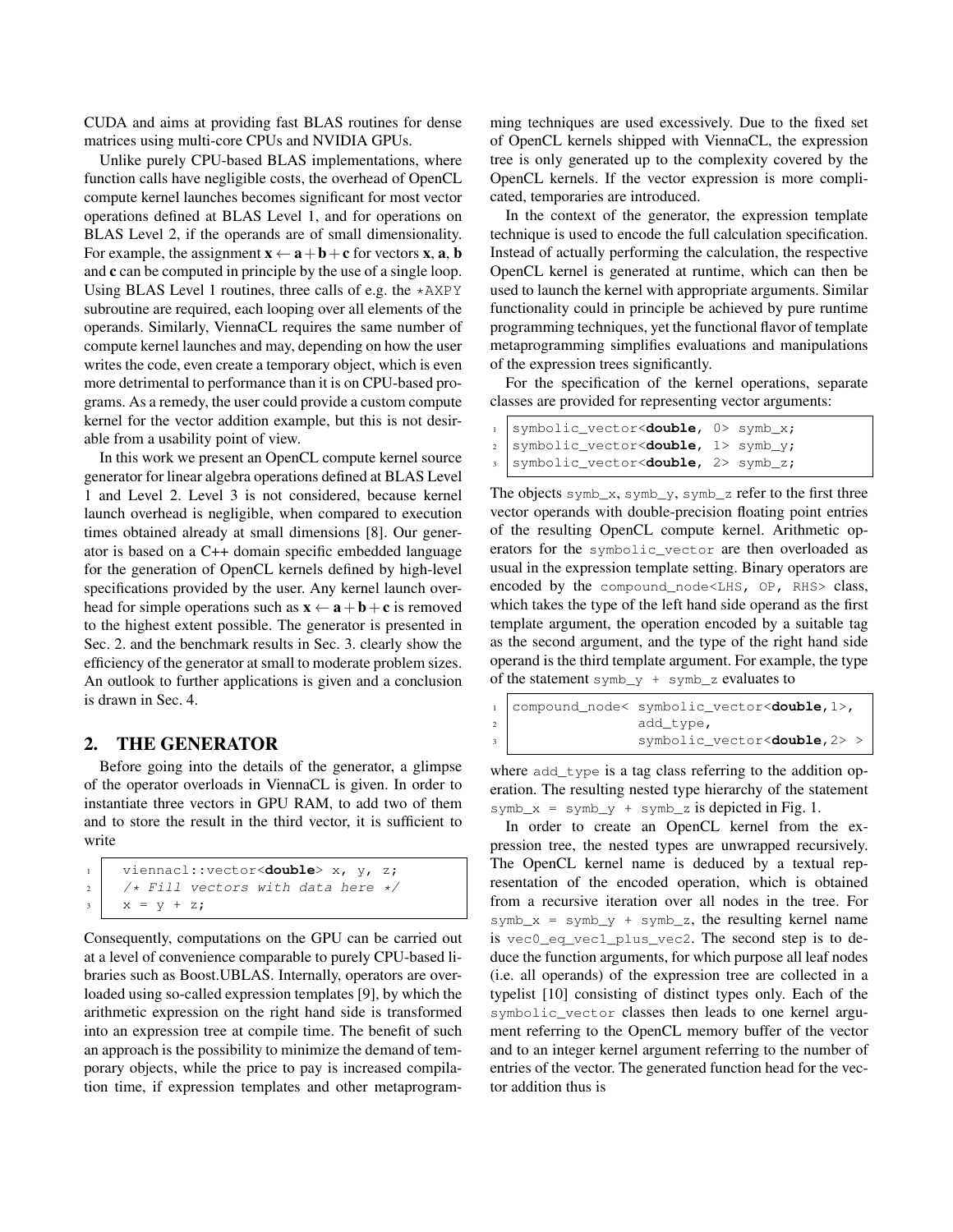CUDA and aims at providing fast BLAS routines for dense matrices using multi-core CPUs and NVIDIA GPUs.

Unlike purely CPU-based BLAS implementations, where function calls have negligible costs, the overhead of OpenCL compute kernel launches becomes significant for most vector operations defined at BLAS Level 1, and for operations on BLAS Level 2, if the operands are of small dimensionality. For example, the assignment $\mathbf{x} \leftarrow \mathbf{a} + \mathbf{b} + \mathbf{c}$ for vectors $\mathbf{x}$, $\mathbf{a}$, $\mathbf{b}$ and $\mathbf{c}$ can be computed in principle by the use of a single loop. Using BLAS Level 1 routines, three calls of e.g. the *AXPY subroutine are required, each looping over all elements of the operands. Similarly, ViennaCL requires the same number of compute kernel launches and may, depending on how the user writes the code, even create a temporary object, which is even more detrimental to performance than it is on CPU-based programs. As a remedy, the user could provide a custom compute kernel for the vector addition example, but this is not desirable from a usability point of view.

In this work we present an OpenCL compute kernel source generator for linear algebra operations defined at BLAS Level 1 and Level 2. Level 3 is not considered, because kernel launch overhead is negligible, when compared to execution times obtained already at small dimensions [8]. Our generator is based on a C++ domain specific embedded language for the generation of OpenCL kernels defined by high-level specifications provided by the user. Any kernel launch overhead for simple operations such as $\mathbf{x} \leftarrow \mathbf{a} + \mathbf{b} + \mathbf{c}$ is removed to the highest extent possible. The generator is presented in Sec. 2. and the benchmark results in Sec. 3. clearly show the efficiency of the generator at small to moderate problem sizes. An outlook to further applications is given and a conclusion is drawn in Sec. 4.

## 2. THE GENERATOR

Before going into the details of the generator, a glimpse of the operator overloads in ViennaCL is given. In order to instantiate three vectors in GPU RAM, to add two of them and to store the result in the third vector, it is sufficient to write

```
viennacl::vector<double> x, y, z;
/* Fill vectors with data here */
x = y + z;
```

Consequently, computations on the GPU can be carried out at a level of convenience comparable to purely CPU-based libraries such as Boost.UBLAS. Internally, operators are overloaded using so-called expression templates [9], by which the arithmetic expression on the right hand side is transformed into an expression tree at compile time. The benefit of such an approach is the possibility to minimize the demand of temporary objects, while the price to pay is increased compilation time, if expression templates and other metaprogramming techniques are used excessively. Due to the fixed set of OpenCL kernels shipped with ViennaCL, the expression tree is only generated up to the complexity covered by the OpenCL kernels. If the vector expression is more complicated, temporaries are introduced.

In the context of the generator, the expression template technique is used to encode the full calculation specification. Instead of actually performing the calculation, the respective OpenCL kernel is generated at runtime, which can then be used to launch the kernel with appropriate arguments. Similar functionality could in principle be achieved by pure runtime programming techniques, yet the functional flavor of template metaprogramming simplifies evaluations and manipulations of the expression trees significantly.

For the specification of the kernel operations, separate classes are provided for representing vector arguments:

```
symbolic_vector<double, 0> symb_x;
symbolic_vector<double, 1> symb_y;
symbolic_vector<double, 2> symb_z;
```

The objects symb_x, symb_y, symb_z refer to the first three vector operands with double-precision floating point entries of the resulting OpenCL compute kernel. Arithmetic operators for the symbolic_vector are then overloaded as usual in the expression template setting. Binary operators are encoded by the compound_node<LHS, OP, RHS> class, which takes the type of the left hand side operand as the first template argument, the operation encoded by a suitable tag as the second argument, and the type of the right hand side operand is the third template argument. For example, the type of the statement symb_y + symb_z evaluates to

```
compound_node< symbolic_vector<double,1>,
               add_type,
               symbolic_vector<double,2> >
```

where add_type is a tag class referring to the addition operation. The resulting nested type hierarchy of the statement symb_x = symb_y + symb_z is depicted in Fig. 1.

In order to create an OpenCL kernel from the expression tree, the nested types are unwrapped recursively. The OpenCL kernel name is deduced by a textual representation of the encoded operation, which is obtained from a recursive iteration over all nodes in the tree. For symb_x = symb_y + symb_z, the resulting kernel name is vec0_eq_vec1_plus_vec2. The second step is to deduce the function arguments, for which purpose all leaf nodes (i.e. all operands) of the expression tree are collected in a typelist [10] consisting of distinct types only. Each of the symbolic_vector classes then leads to one kernel argument referring to the OpenCL memory buffer of the vector and to an integer kernel argument referring to the number of entries of the vector. The generated function head for the vector addition thus is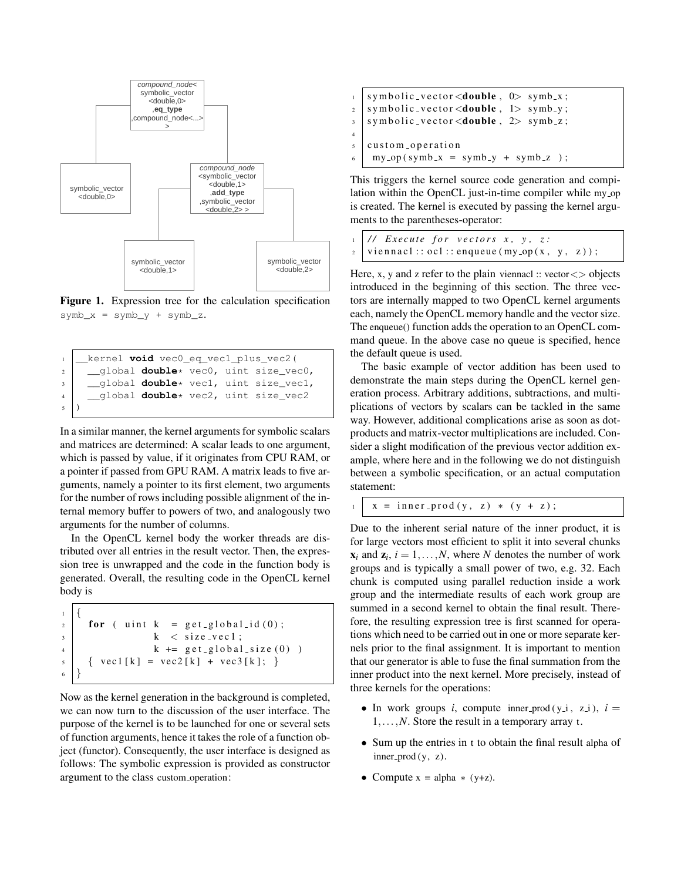compound_node<
symbolic_vector
<double,0>
,**eq_type**
,compound_node<...>
>

symbolic_vector
<double,0>

compound_node
<symbolic_vector
<double,1>
,**add_type**
,symbolic_vector
<double,2> >

symbolic_vector
<double,1>

symbolic_vector
<double,2>

**Figure 1.** Expression tree for the calculation specification `symb_x = symb_y + symb_z`.

```
__kernel void vec0_eq_vec1_plus_vec2(
  __global double* vec0, uint size_vec0,
  __global double* vec1, uint size_vec1,
  __global double* vec2, uint size_vec2
)
```

In a similar manner, the kernel arguments for symbolic scalars and matrices are determined: A scalar leads to one argument, which is passed by value, if it originates from CPU RAM, or a pointer if passed from GPU RAM. A matrix leads to five arguments, namely a pointer to its first element, two arguments for the number of rows including possible alignment of the internal memory buffer to powers of two, and analogously two arguments for the number of columns.

In the OpenCL kernel body the worker threads are distributed over all entries in the result vector. Then, the expression tree is unwrapped and the code in the function body is generated. Overall, the resulting code in the OpenCL kernel body is

```
{
  for ( uint k  = get_global_id(0);
             k  < size_vec1;
             k += get_global_size(0) )
  { vec1[k] = vec2[k] + vec3[k]; }
}
```

Now as the kernel generation in the background is completed, we can now turn to the discussion of the user interface. The purpose of the kernel is to be launched for one or several sets of function arguments, hence it takes the role of a function object (functor). Consequently, the user interface is designed as follows: The symbolic expression is provided as constructor argument to the class custom_operation:

```
symbolic_vector<double, 0> symb_x;
symbolic_vector<double, 1> symb_y;
symbolic_vector<double, 2> symb_z;

custom_operation
 my_op(symb_x = symb_y + symb_z );
```

This triggers the kernel source code generation and compilation within the OpenCL just-in-time compiler while my_op is created. The kernel is executed by passing the kernel arguments to the parentheses-operator:

```
// Execute for vectors x, y, z:
viennacl::ocl::enqueue(my_op(x, y, z));
```

Here, x, y and z refer to the plain viennacl :: vector<> objects introduced in the beginning of this section. The three vectors are internally mapped to two OpenCL kernel arguments each, namely the OpenCL memory handle and the vector size. The enqueue() function adds the operation to an OpenCL command queue. In the above case no queue is specified, hence the default queue is used.

The basic example of vector addition has been used to demonstrate the main steps during the OpenCL kernel generation process. Arbitrary additions, subtractions, and multiplications of vectors by scalars can be tackled in the same way. However, additional complications arise as soon as dot-products and matrix-vector multiplications are included. Consider a slight modification of the previous vector addition example, where here and in the following we do not distinguish between a symbolic specification, or an actual computation statement:

```
 x = inner_prod(y, z) * (y + z);
```

Due to the inherent serial nature of the inner product, it is for large vectors most efficient to split it into several chunks $\mathbf{x}_i$ and $\mathbf{z}_i$, $i = 1, \ldots, N$, where $N$ denotes the number of work groups and is typically a small power of two, e.g. 32. Each chunk is computed using parallel reduction inside a work group and the intermediate results of each work group are summed in a second kernel to obtain the final result. Therefore, the resulting expression tree is first scanned for operations which need to be carried out in one or more separate kernels prior to the final assignment. It is important to mention that our generator is able to fuse the final summation from the inner product into the next kernel. More precisely, instead of three kernels for the operations:

- In work groups $i$, compute inner_prod(y_i, z_i), $i = 1, \ldots, N$. Store the result in a temporary array t.
- Sum up the entries in t to obtain the final result alpha of inner_prod(y, z).
- Compute x = alpha * (y+z).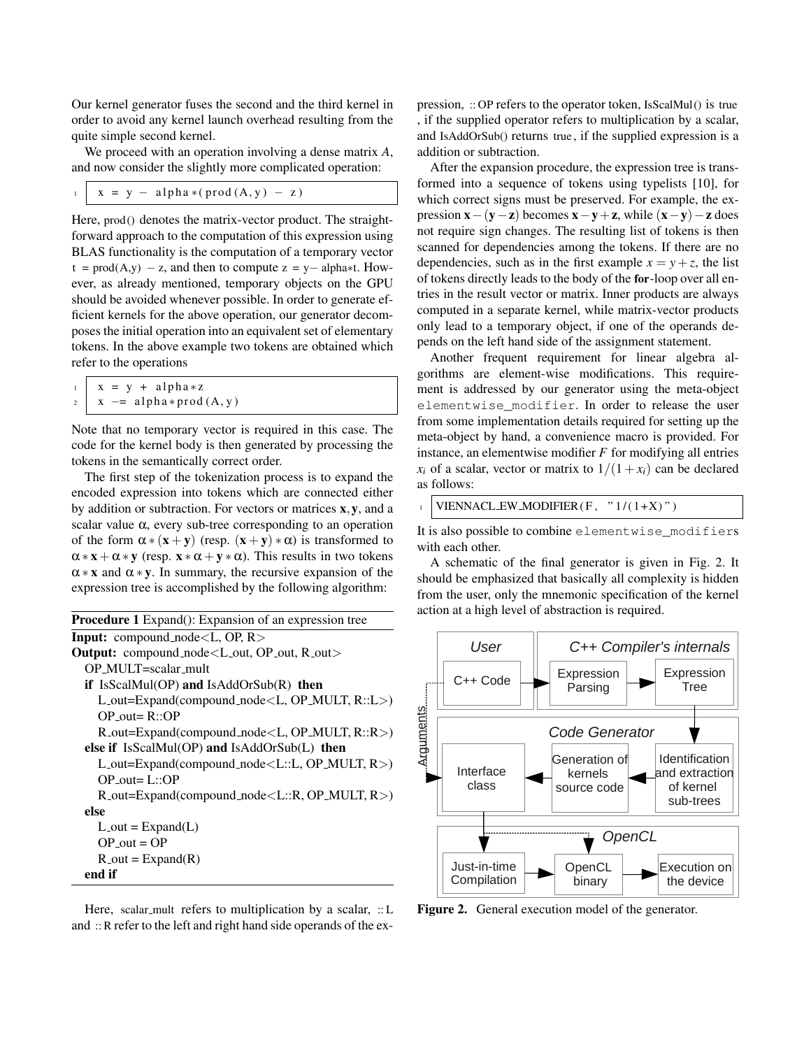Our kernel generator fuses the second and the third kernel in order to avoid any kernel launch overhead resulting from the quite simple second kernel.

We proceed with an operation involving a dense matrix $A$, and now consider the slightly more complicated operation:

```
x = y - alpha*(prod(A,y) - z)
```

Here, prod() denotes the matrix-vector product. The straightforward approach to the computation of this expression using BLAS functionality is the computation of a temporary vector t = prod(A,y) − z, and then to compute z = y− alpha∗t. However, as already mentioned, temporary objects on the GPU should be avoided whenever possible. In order to generate efficient kernels for the above operation, our generator decomposes the initial operation into an equivalent set of elementary tokens. In the above example two tokens are obtained which refer to the operations

```
x = y + alpha*z
x -= alpha*prod(A,y)
```

Note that no temporary vector is required in this case. The code for the kernel body is then generated by processing the tokens in the semantically correct order.

The first step of the tokenization process is to expand the encoded expression into tokens which are connected either by addition or subtraction. For vectors or matrices $\mathbf{x}, \mathbf{y}$, and a scalar value $\alpha$, every sub-tree corresponding to an operation of the form $\alpha * (\mathbf{x} + \mathbf{y})$ (resp. $(\mathbf{x} + \mathbf{y}) * \alpha$) is transformed to $\alpha * \mathbf{x} + \alpha * \mathbf{y}$ (resp. $\mathbf{x} * \alpha + \mathbf{y} * \alpha$). This results in two tokens $\alpha * \mathbf{x}$ and $\alpha * \mathbf{y}$. In summary, the recursive expansion of the expression tree is accomplished by the following algorithm:

**Procedure 1** Expand(): Expansion of an expression tree

**Input:** compound_node<L, OP, R>
**Output:** compound_node<L_out, OP_out, R_out>
OP_MULT=scalar_mult
**if** IsScalMul(OP) **and** IsAddOrSub(R) **then**
  L_out=Expand(compound_node<L, OP_MULT, R::L>)
  OP_out= R::OP
  R_out=Expand(compound_node<L, OP_MULT, R::R>)
**else if** IsScalMul(OP) **and** IsAddOrSub(L) **then**
  L_out=Expand(compound_node<L::L, OP_MULT, R>)
  OP_out= L::OP
  R_out=Expand(compound_node<L::R, OP_MULT, R>)
**else**
  L_out = Expand(L)
  OP_out = OP
  R_out = Expand(R)
**end if**

Here, scalar_mult refers to multiplication by a scalar, ::L and ::R refer to the left and right hand side operands of the expression, ::OP refers to the operator token, IsScalMul() is true , if the supplied operator refers to multiplication by a scalar, and IsAddOrSub() returns true , if the supplied expression is a addition or subtraction.

After the expansion procedure, the expression tree is transformed into a sequence of tokens using typelists [10], for which correct signs must be preserved. For example, the expression $\mathbf{x} - (\mathbf{y} - \mathbf{z})$ becomes $\mathbf{x} - \mathbf{y} + \mathbf{z}$, while $(\mathbf{x} - \mathbf{y}) - \mathbf{z}$ does not require sign changes. The resulting list of tokens is then scanned for dependencies among the tokens. If there are no dependencies, such as in the first example $x = y + z$, the list of tokens directly leads to the body of the **for**-loop over all entries in the result vector or matrix. Inner products are always computed in a separate kernel, while matrix-vector products only lead to a temporary object, if one of the operands depends on the left hand side of the assignment statement.

Another frequent requirement for linear algebra algorithms are element-wise modifications. This requirement is addressed by our generator using the meta-object `elementwise_modifier`. In order to release the user from some implementation details required for setting up the meta-object by hand, a convenience macro is provided. For instance, an elementwise modifier $F$ for modifying all entries $x_i$ of a scalar, vector or matrix to $1/(1 + x_i)$ can be declared as follows:

```
VIENNACL_EW_MODIFIER(F, "1/(1+X)")
```

It is also possible to combine `elementwise_modifiers` with each other.

A schematic of the final generator is given in Fig. 2. It should be emphasized that basically all complexity is hidden from the user, only the mnemonic specification of the kernel action at a high level of abstraction is required.

User
C++ Code
C++ Compiler's internals
Expression Parsing
Expression Tree
Arguments
Code Generator
Interface class
Generation of kernels source code
Identification and extraction of kernel sub-trees
OpenCL
Just-in-time Compilation
OpenCL binary
Execution on the device

**Figure 2.** General execution model of the generator.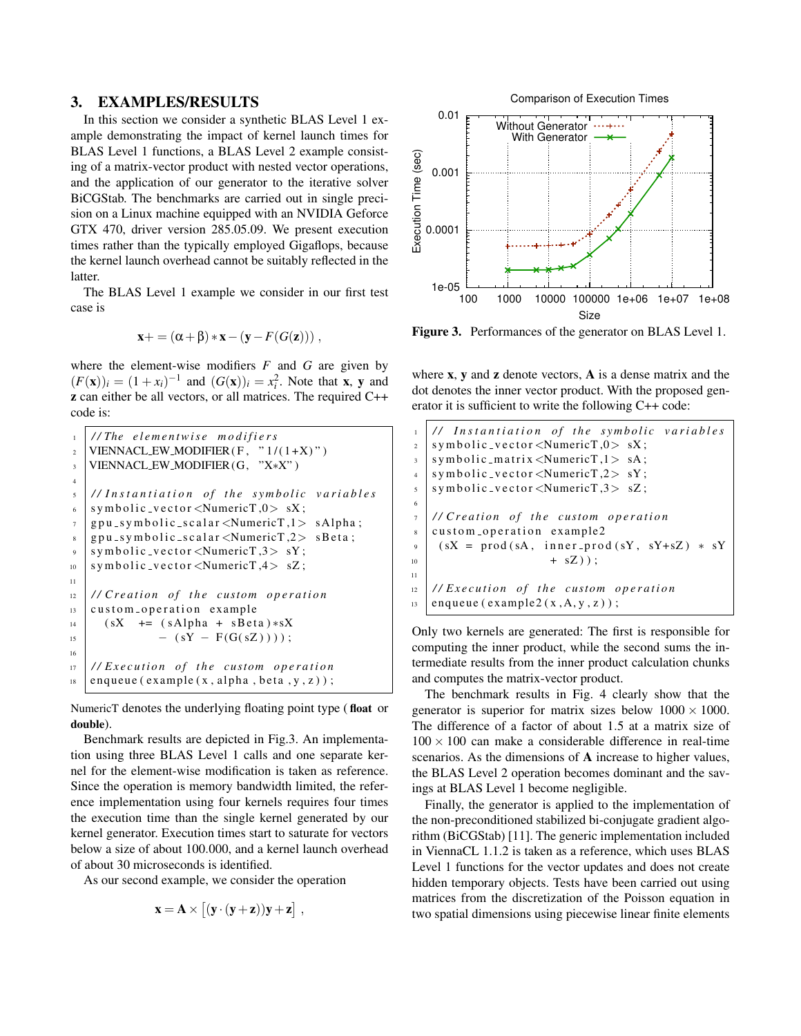## 3. EXAMPLES/RESULTS

In this section we consider a synthetic BLAS Level 1 example demonstrating the impact of kernel launch times for BLAS Level 1 functions, a BLAS Level 2 example consisting of a matrix-vector product with nested vector operations, and the application of our generator to the iterative solver BiCGStab. The benchmarks are carried out in single precision on a Linux machine equipped with an NVIDIA Geforce GTX 470, driver version 285.05.09. We present execution times rather than the typically employed Gigaflops, because the kernel launch overhead cannot be suitably reflected in the latter.

The BLAS Level 1 example we consider in our first test case is

$$\mathbf{x} += (\alpha + \beta) * \mathbf{x} - (\mathbf{y} - F(G(\mathbf{z}))) ,$$

where the element-wise modifiers $F$ and $G$ are given by $(F(\mathbf{x}))_i = (1 + x_i)^{-1}$ and $(G(\mathbf{x}))_i = x_i^2$. Note that $\mathbf{x}$, $\mathbf{y}$ and $\mathbf{z}$ can either be all vectors, or all matrices. The required C++ code is:

```
//The elementwise modifiers
VIENNACL_EW_MODIFIER(F, "1/(1+X)")
VIENNACL_EW_MODIFIER(G, "X*X")

//Instantiation of the symbolic variables
symbolic_vector<NumericT,0> sX;
gpu_symbolic_scalar<NumericT,1> sAlpha;
gpu_symbolic_scalar<NumericT,2> sBeta;
symbolic_vector<NumericT,3> sY;
symbolic_vector<NumericT,4> sZ;

//Creation of the custom operation
custom_operation example
  (sX  += (sAlpha + sBeta)*sX
          - (sY - F(G(sZ))));

//Execution of the custom operation
enqueue(example(x,alpha,beta,y,z));
```

NumericT denotes the underlying floating point type (**float** or **double**).

Benchmark results are depicted in Fig.3. An implementation using three BLAS Level 1 calls and one separate kernel for the element-wise modification is taken as reference. Since the operation is memory bandwidth limited, the reference implementation using four kernels requires four times the execution time than the single kernel generated by our kernel generator. Execution times start to saturate for vectors below a size of about 100.000, and a kernel launch overhead of about 30 microseconds is identified.

As our second example, we consider the operation

$$\mathbf{x} = \mathbf{A} \times \left[ (\mathbf{y} \cdot (\mathbf{y} + \mathbf{z}))\mathbf{y} + \mathbf{z} \right] ,$$

**Figure 3.** Performances of the generator on BLAS Level 1.

where $\mathbf{x}$, $\mathbf{y}$ and $\mathbf{z}$ denote vectors, $\mathbf{A}$ is a dense matrix and the dot denotes the inner vector product. With the proposed generator it is sufficient to write the following C++ code:

```
// Instantiation of the symbolic variables
symbolic_vector<NumericT,0> sX;
symbolic_matrix<NumericT,1> sA;
symbolic_vector<NumericT,2> sY;
symbolic_vector<NumericT,3> sZ;

//Creation of the custom operation
custom_operation example2
 (sX = prod(sA, inner_prod(sY, sY+sZ) * sY
                 + sZ));

//Execution of the custom operation
enqueue(example2(x,A,y,z));
```

Only two kernels are generated: The first is responsible for computing the inner product, while the second sums the intermediate results from the inner product calculation chunks and computes the matrix-vector product.

The benchmark results in Fig. 4 clearly show that the generator is superior for matrix sizes below $1000 \times 1000$. The difference of a factor of about 1.5 at a matrix size of $100 \times 100$ can make a considerable difference in real-time scenarios. As the dimensions of $\mathbf{A}$ increase to higher values, the BLAS Level 2 operation becomes dominant and the savings at BLAS Level 1 become negligible.

Finally, the generator is applied to the implementation of the non-preconditioned stabilized bi-conjugate gradient algorithm (BiCGStab) [11]. The generic implementation included in ViennaCL 1.1.2 is taken as a reference, which uses BLAS Level 1 functions for the vector updates and does not create hidden temporary objects. Tests have been carried out using matrices from the discretization of the Poisson equation in two spatial dimensions using piecewise linear finite elements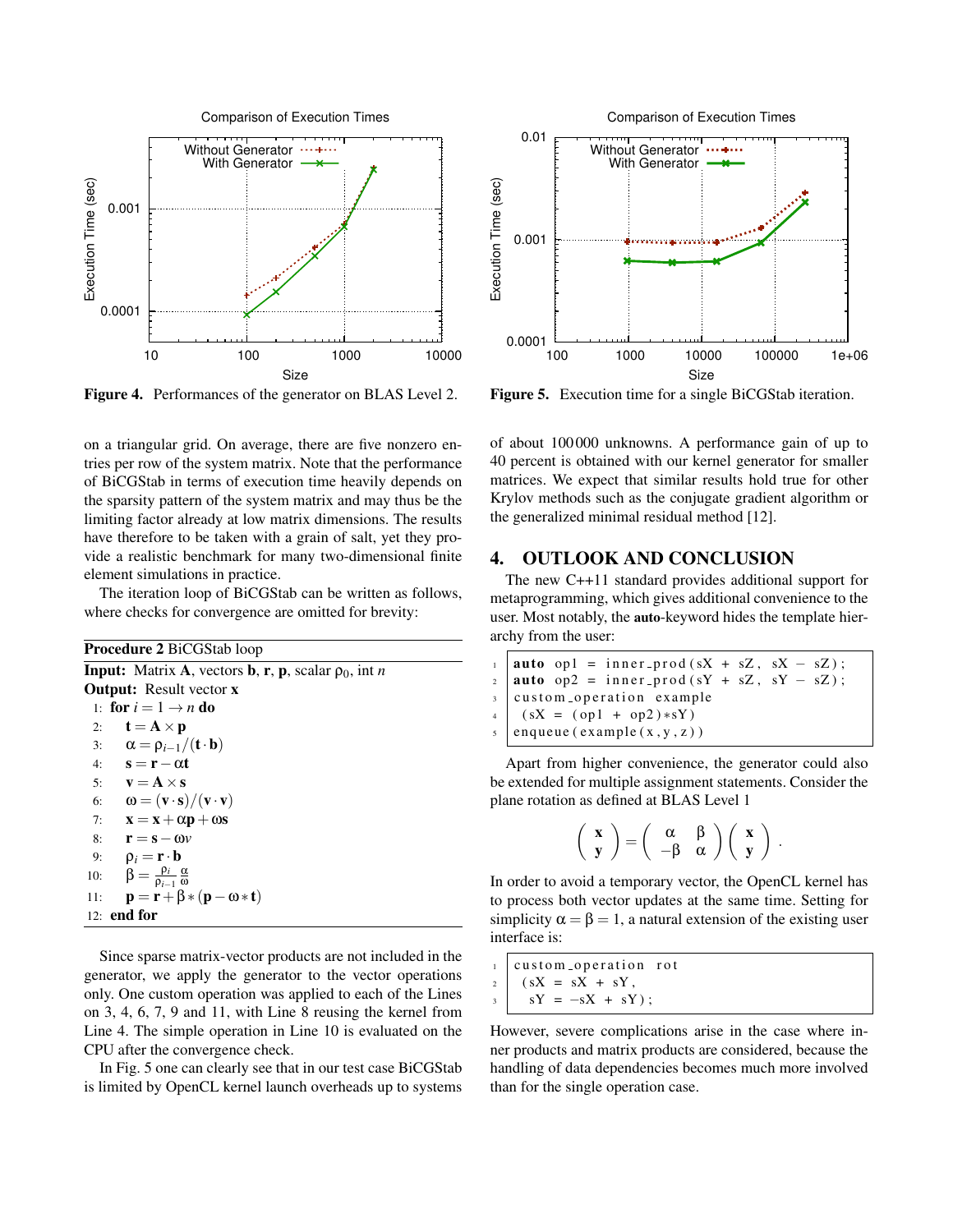Comparison of Execution Times

Execution Time (sec)

0.001

0.0001

Without Generator

With Generator

10 100 1000 10000

Size

**Figure 4.** Performances of the generator on BLAS Level 2.

Comparison of Execution Times

Execution Time (sec)

0.01

0.001

0.0001

Without Generator

With Generator

100 1000 10000 100000 1e+06

Size

**Figure 5.** Execution time for a single BiCGStab iteration.

on a triangular grid. On average, there are five nonzero entries per row of the system matrix. Note that the performance of BiCGStab in terms of execution time heavily depends on the sparsity pattern of the system matrix and may thus be the limiting factor already at low matrix dimensions. The results have therefore to be taken with a grain of salt, yet they provide a realistic benchmark for many two-dimensional finite element simulations in practice.

The iteration loop of BiCGStab can be written as follows, where checks for convergence are omitted for brevity:

**Procedure 2** BiCGStab loop

**Input:** Matrix $\mathbf{A}$, vectors $\mathbf{b}$, $\mathbf{r}$, $\mathbf{p}$, scalar $\rho_0$, int $n$
**Output:** Result vector $\mathbf{x}$

1: **for** $i = 1 \to n$ **do**
2: $\mathbf{t} = \mathbf{A} \times \mathbf{p}$
3: $\alpha = \rho_{i-1}/(\mathbf{t} \cdot \mathbf{b})$
4: $\mathbf{s} = \mathbf{r} - \alpha\mathbf{t}$
5: $\mathbf{v} = \mathbf{A} \times \mathbf{s}$
6: $\omega = (\mathbf{v} \cdot \mathbf{s})/(\mathbf{v} \cdot \mathbf{v})$
7: $\mathbf{x} = \mathbf{x} + \alpha\mathbf{p} + \omega\mathbf{s}$
8: $\mathbf{r} = \mathbf{s} - \omega v$
9: $\rho_i = \mathbf{r} \cdot \mathbf{b}$
10: $\beta = \frac{\rho_i}{\rho_{i-1}} \frac{\alpha}{\omega}$
11: $\mathbf{p} = \mathbf{r} + \beta * (\mathbf{p} - \omega * \mathbf{t})$
12: **end for**

Since sparse matrix-vector products are not included in the generator, we apply the generator to the vector operations only. One custom operation was applied to each of the Lines on 3, 4, 6, 7, 9 and 11, with Line 8 reusing the kernel from Line 4. The simple operation in Line 10 is evaluated on the CPU after the convergence check.

In Fig. 5 one can clearly see that in our test case BiCGStab is limited by OpenCL kernel launch overheads up to systems of about 100 000 unknowns. A performance gain of up to 40 percent is obtained with our kernel generator for smaller matrices. We expect that similar results hold true for other Krylov methods such as the conjugate gradient algorithm or the generalized minimal residual method [12].

## 4. OUTLOOK AND CONCLUSION

The new C++11 standard provides additional support for metaprogramming, which gives additional convenience to the user. Most notably, the **auto**-keyword hides the template hierarchy from the user:

```
auto op1 = inner_prod(sX + sZ, sX - sZ);
auto op2 = inner_prod(sY + sZ, sY - sZ);
custom_operation example
  (sX = (op1 + op2)*sY)
enqueue(example(x,y,z))
```

Apart from higher convenience, the generator could also be extended for multiple assignment statements. Consider the plane rotation as defined at BLAS Level 1

$$\begin{pmatrix} \mathbf{x} \\ \mathbf{y} \end{pmatrix} = \begin{pmatrix} \alpha & \beta \\ -\beta & \alpha \end{pmatrix} \begin{pmatrix} \mathbf{x} \\ \mathbf{y} \end{pmatrix} .$$

In order to avoid a temporary vector, the OpenCL kernel has to process both vector updates at the same time. Setting for simplicity $\alpha = \beta = 1$, a natural extension of the existing user interface is:

```
custom_operation rot
  (sX = sX + sY,
   sY = -sX + sY);
```

However, severe complications arise in the case where inner products and matrix products are considered, because the handling of data dependencies becomes much more involved than for the single operation case.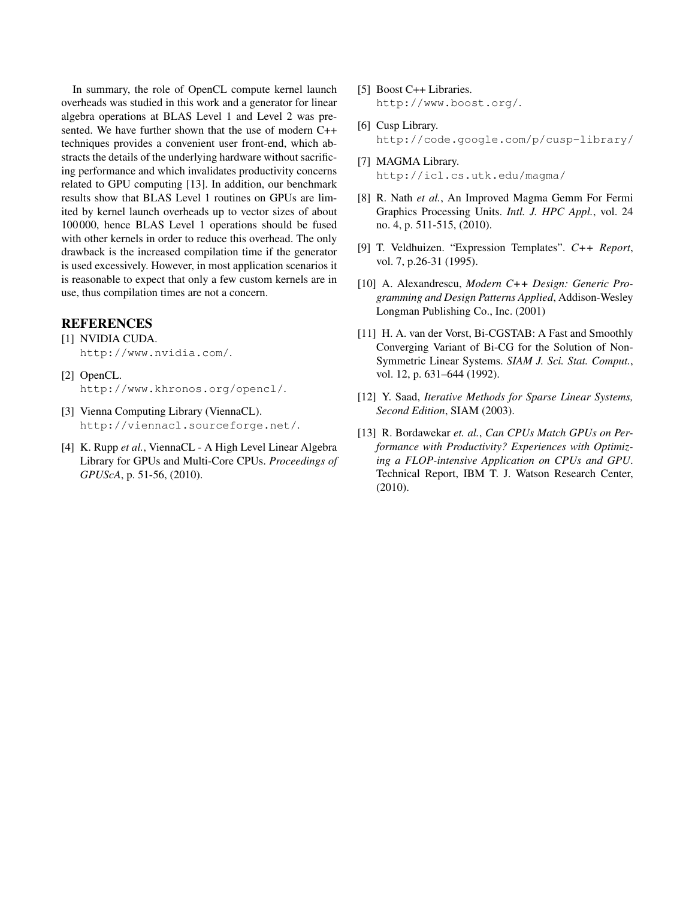In summary, the role of OpenCL compute kernel launch overheads was studied in this work and a generator for linear algebra operations at BLAS Level 1 and Level 2 was presented. We have further shown that the use of modern C++ techniques provides a convenient user front-end, which abstracts the details of the underlying hardware without sacrificing performance and which invalidates productivity concerns related to GPU computing [13]. In addition, our benchmark results show that BLAS Level 1 routines on GPUs are limited by kernel launch overheads up to vector sizes of about 100 000, hence BLAS Level 1 operations should be fused with other kernels in order to reduce this overhead. The only drawback is the increased compilation time if the generator is used excessively. However, in most application scenarios it is reasonable to expect that only a few custom kernels are in use, thus compilation times are not a concern.

## REFERENCES

[1] NVIDIA CUDA. `http://www.nvidia.com/`.

[2] OpenCL. `http://www.khronos.org/opencl/`.

[3] Vienna Computing Library (ViennaCL). `http://viennacl.sourceforge.net/`.

[4] K. Rupp *et al.*, ViennaCL - A High Level Linear Algebra Library for GPUs and Multi-Core CPUs. *Proceedings of GPUScA*, p. 51-56, (2010).

[5] Boost C++ Libraries. `http://www.boost.org/`.

[6] Cusp Library. `http://code.google.com/p/cusp-library/`

[7] MAGMA Library. `http://icl.cs.utk.edu/magma/`

[8] R. Nath *et al.*, An Improved Magma Gemm For Fermi Graphics Processing Units. *Intl. J. HPC Appl.*, vol. 24 no. 4, p. 511-515, (2010).

[9] T. Veldhuizen. "Expression Templates". *C++ Report*, vol. 7, p.26-31 (1995).

[10] A. Alexandrescu, *Modern C++ Design: Generic Programming and Design Patterns Applied*, Addison-Wesley Longman Publishing Co., Inc. (2001)

[11] H. A. van der Vorst, Bi-CGSTAB: A Fast and Smoothly Converging Variant of Bi-CG for the Solution of Non-Symmetric Linear Systems. *SIAM J. Sci. Stat. Comput.*, vol. 12, p. 631–644 (1992).

[12] Y. Saad, *Iterative Methods for Sparse Linear Systems, Second Edition*, SIAM (2003).

[13] R. Bordawekar *et. al.*, *Can CPUs Match GPUs on Performance with Productivity? Experiences with Optimizing a FLOP-intensive Application on CPUs and GPU*. Technical Report, IBM T. J. Watson Research Center, (2010).